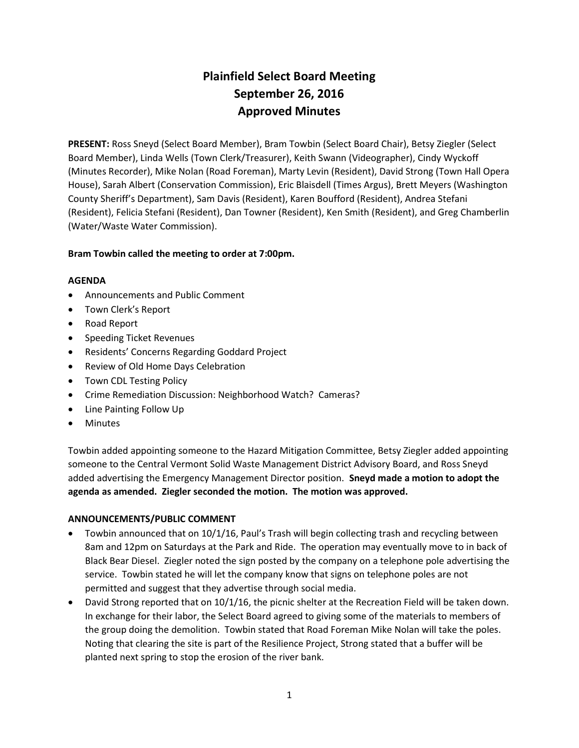# Plainfield Select Board Meeting
# September 26, 2016
# Approved Minutes

**PRESENT:** Ross Sneyd (Select Board Member), Bram Towbin (Select Board Chair), Betsy Ziegler (Select Board Member), Linda Wells (Town Clerk/Treasurer), Keith Swann (Videographer), Cindy Wyckoff (Minutes Recorder), Mike Nolan (Road Foreman), Marty Levin (Resident), David Strong (Town Hall Opera House), Sarah Albert (Conservation Commission), Eric Blaisdell (Times Argus), Brett Meyers (Washington County Sheriff's Department), Sam Davis (Resident), Karen Boufford (Resident), Andrea Stefani (Resident), Felicia Stefani (Resident), Dan Towner (Resident), Ken Smith (Resident), and Greg Chamberlin (Water/Waste Water Commission).

**Bram Towbin called the meeting to order at 7:00pm.**

**AGENDA**

- Announcements and Public Comment
- Town Clerk's Report
- Road Report
- Speeding Ticket Revenues
- Residents' Concerns Regarding Goddard Project
- Review of Old Home Days Celebration
- Town CDL Testing Policy
- Crime Remediation Discussion: Neighborhood Watch? Cameras?
- Line Painting Follow Up
- Minutes

Towbin added appointing someone to the Hazard Mitigation Committee, Betsy Ziegler added appointing someone to the Central Vermont Solid Waste Management District Advisory Board, and Ross Sneyd added advertising the Emergency Management Director position. **Sneyd made a motion to adopt the agenda as amended. Ziegler seconded the motion. The motion was approved.**

**ANNOUNCEMENTS/PUBLIC COMMENT**

- Towbin announced that on 10/1/16, Paul's Trash will begin collecting trash and recycling between 8am and 12pm on Saturdays at the Park and Ride. The operation may eventually move to in back of Black Bear Diesel. Ziegler noted the sign posted by the company on a telephone pole advertising the service. Towbin stated he will let the company know that signs on telephone poles are not permitted and suggest that they advertise through social media.
- David Strong reported that on 10/1/16, the picnic shelter at the Recreation Field will be taken down. In exchange for their labor, the Select Board agreed to giving some of the materials to members of the group doing the demolition. Towbin stated that Road Foreman Mike Nolan will take the poles. Noting that clearing the site is part of the Resilience Project, Strong stated that a buffer will be planted next spring to stop the erosion of the river bank.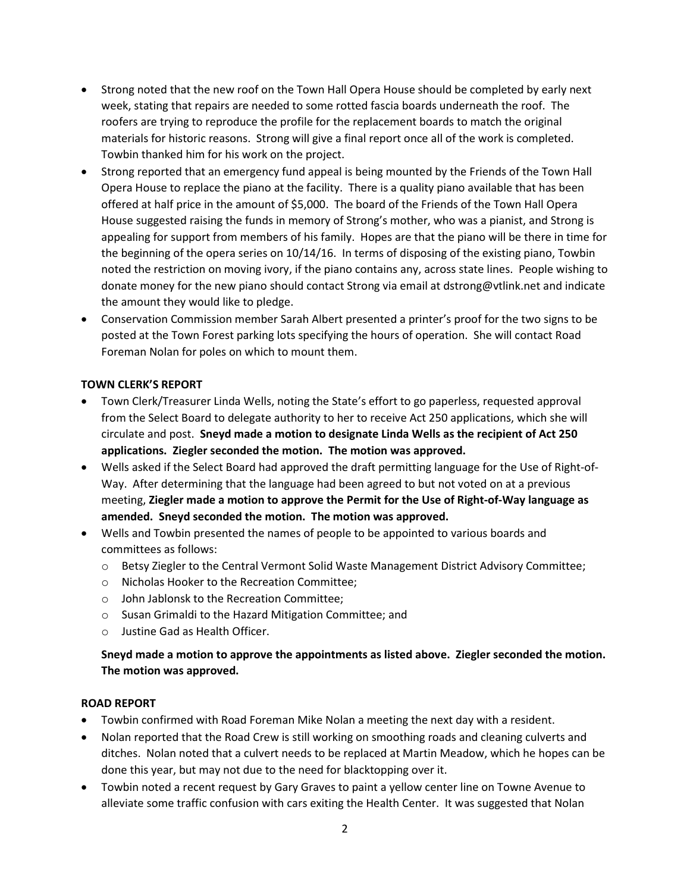- Strong noted that the new roof on the Town Hall Opera House should be completed by early next week, stating that repairs are needed to some rotted fascia boards underneath the roof. The roofers are trying to reproduce the profile for the replacement boards to match the original materials for historic reasons. Strong will give a final report once all of the work is completed. Towbin thanked him for his work on the project.
- Strong reported that an emergency fund appeal is being mounted by the Friends of the Town Hall Opera House to replace the piano at the facility. There is a quality piano available that has been offered at half price in the amount of $5,000. The board of the Friends of the Town Hall Opera House suggested raising the funds in memory of Strong's mother, who was a pianist, and Strong is appealing for support from members of his family. Hopes are that the piano will be there in time for the beginning of the opera series on 10/14/16. In terms of disposing of the existing piano, Towbin noted the restriction on moving ivory, if the piano contains any, across state lines. People wishing to donate money for the new piano should contact Strong via email at dstrong@vtlink.net and indicate the amount they would like to pledge.
- Conservation Commission member Sarah Albert presented a printer's proof for the two signs to be posted at the Town Forest parking lots specifying the hours of operation. She will contact Road Foreman Nolan for poles on which to mount them.

**TOWN CLERK'S REPORT**

- Town Clerk/Treasurer Linda Wells, noting the State's effort to go paperless, requested approval from the Select Board to delegate authority to her to receive Act 250 applications, which she will circulate and post. **Sneyd made a motion to designate Linda Wells as the recipient of Act 250 applications. Ziegler seconded the motion. The motion was approved.**
- Wells asked if the Select Board had approved the draft permitting language for the Use of Right-of-Way. After determining that the language had been agreed to but not voted on at a previous meeting, **Ziegler made a motion to approve the Permit for the Use of Right-of-Way language as amended. Sneyd seconded the motion. The motion was approved.**
- Wells and Towbin presented the names of people to be appointed to various boards and committees as follows:
  - Betsy Ziegler to the Central Vermont Solid Waste Management District Advisory Committee;
  - Nicholas Hooker to the Recreation Committee;
  - John Jablonsk to the Recreation Committee;
  - Susan Grimaldi to the Hazard Mitigation Committee; and
  - Justine Gad as Health Officer.

  **Sneyd made a motion to approve the appointments as listed above. Ziegler seconded the motion. The motion was approved.**

**ROAD REPORT**

- Towbin confirmed with Road Foreman Mike Nolan a meeting the next day with a resident.
- Nolan reported that the Road Crew is still working on smoothing roads and cleaning culverts and ditches. Nolan noted that a culvert needs to be replaced at Martin Meadow, which he hopes can be done this year, but may not due to the need for blacktopping over it.
- Towbin noted a recent request by Gary Graves to paint a yellow center line on Towne Avenue to alleviate some traffic confusion with cars exiting the Health Center. It was suggested that Nolan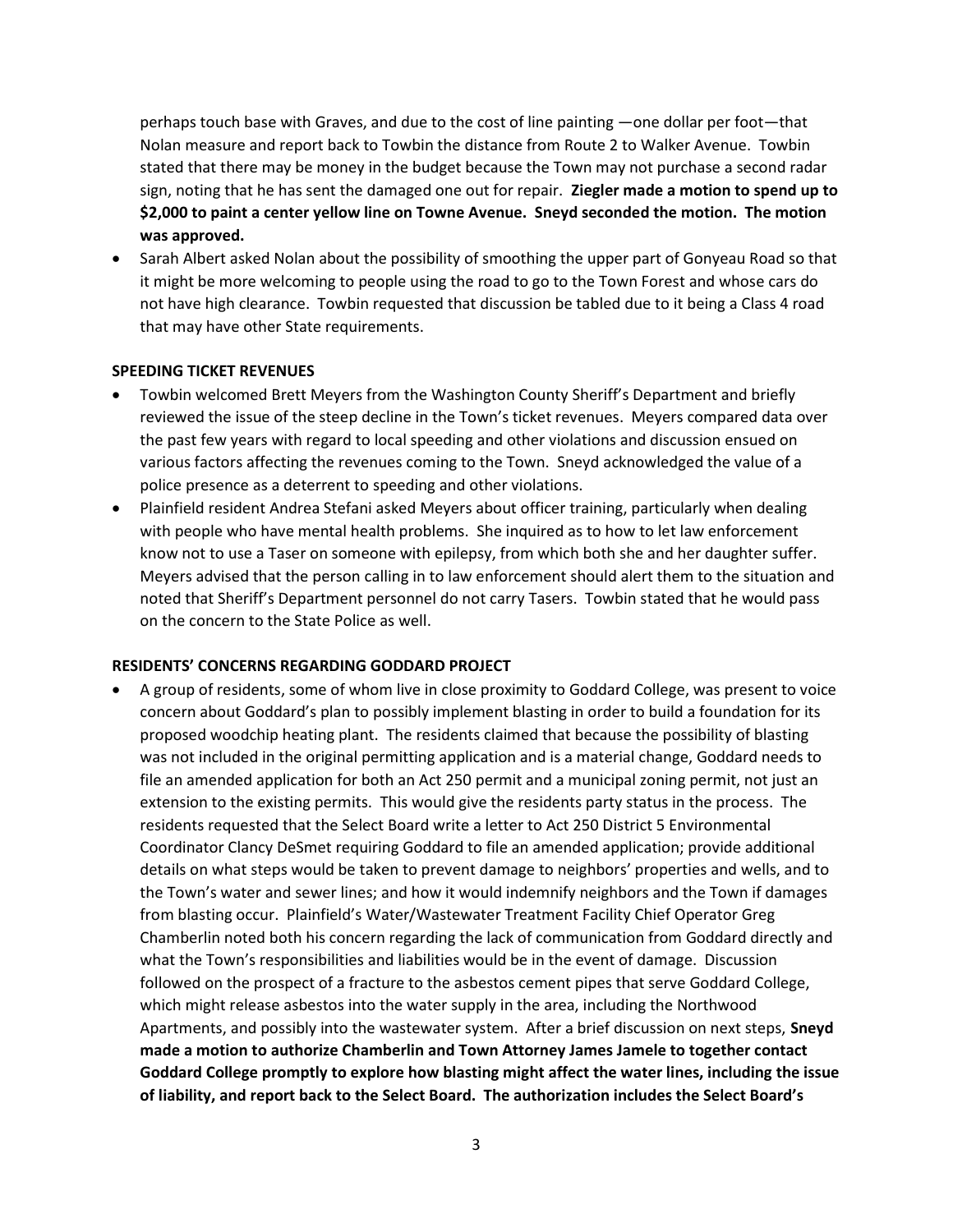perhaps touch base with Graves, and due to the cost of line painting —one dollar per foot—that Nolan measure and report back to Towbin the distance from Route 2 to Walker Avenue. Towbin stated that there may be money in the budget because the Town may not purchase a second radar sign, noting that he has sent the damaged one out for repair. **Ziegler made a motion to spend up to $2,000 to paint a center yellow line on Towne Avenue. Sneyd seconded the motion. The motion was approved.**

- Sarah Albert asked Nolan about the possibility of smoothing the upper part of Gonyeau Road so that it might be more welcoming to people using the road to go to the Town Forest and whose cars do not have high clearance. Towbin requested that discussion be tabled due to it being a Class 4 road that may have other State requirements.

**SPEEDING TICKET REVENUES**

- Towbin welcomed Brett Meyers from the Washington County Sheriff's Department and briefly reviewed the issue of the steep decline in the Town's ticket revenues. Meyers compared data over the past few years with regard to local speeding and other violations and discussion ensued on various factors affecting the revenues coming to the Town. Sneyd acknowledged the value of a police presence as a deterrent to speeding and other violations.
- Plainfield resident Andrea Stefani asked Meyers about officer training, particularly when dealing with people who have mental health problems. She inquired as to how to let law enforcement know not to use a Taser on someone with epilepsy, from which both she and her daughter suffer. Meyers advised that the person calling in to law enforcement should alert them to the situation and noted that Sheriff's Department personnel do not carry Tasers. Towbin stated that he would pass on the concern to the State Police as well.

**RESIDENTS' CONCERNS REGARDING GODDARD PROJECT**

- A group of residents, some of whom live in close proximity to Goddard College, was present to voice concern about Goddard's plan to possibly implement blasting in order to build a foundation for its proposed woodchip heating plant. The residents claimed that because the possibility of blasting was not included in the original permitting application and is a material change, Goddard needs to file an amended application for both an Act 250 permit and a municipal zoning permit, not just an extension to the existing permits. This would give the residents party status in the process. The residents requested that the Select Board write a letter to Act 250 District 5 Environmental Coordinator Clancy DeSmet requiring Goddard to file an amended application; provide additional details on what steps would be taken to prevent damage to neighbors' properties and wells, and to the Town's water and sewer lines; and how it would indemnify neighbors and the Town if damages from blasting occur. Plainfield's Water/Wastewater Treatment Facility Chief Operator Greg Chamberlin noted both his concern regarding the lack of communication from Goddard directly and what the Town's responsibilities and liabilities would be in the event of damage. Discussion followed on the prospect of a fracture to the asbestos cement pipes that serve Goddard College, which might release asbestos into the water supply in the area, including the Northwood Apartments, and possibly into the wastewater system. After a brief discussion on next steps, **Sneyd made a motion to authorize Chamberlin and Town Attorney James Jamele to together contact Goddard College promptly to explore how blasting might affect the water lines, including the issue of liability, and report back to the Select Board. The authorization includes the Select Board's**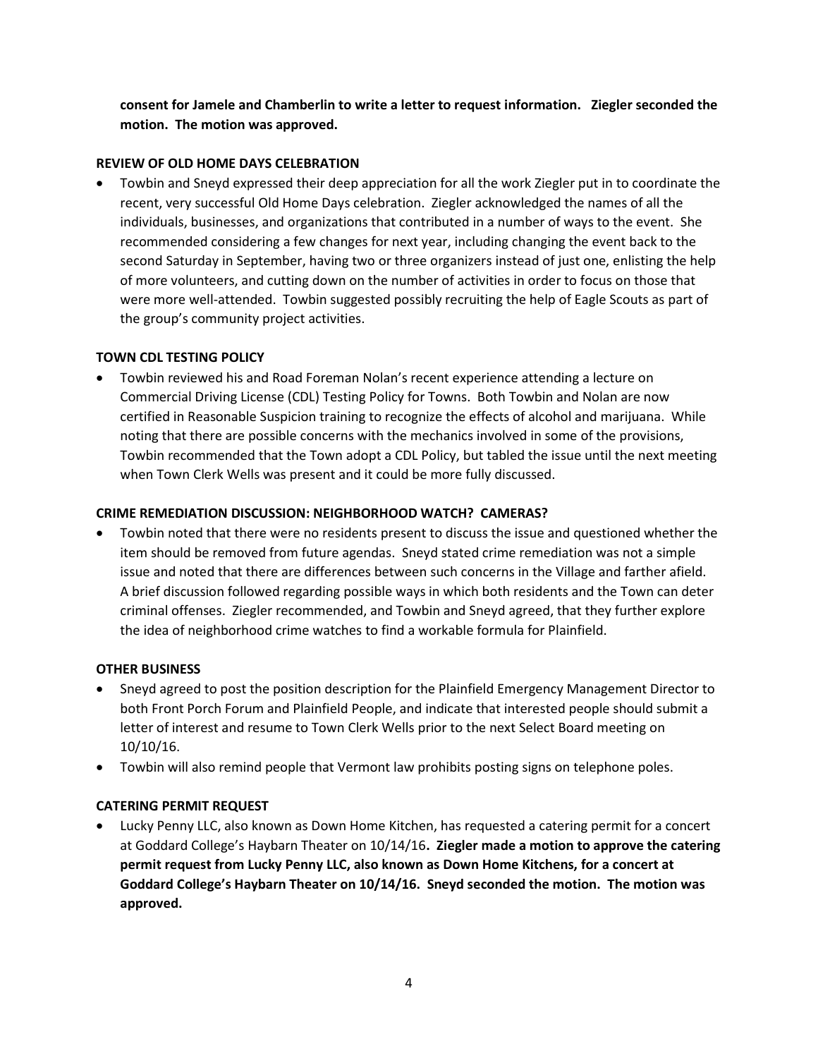**consent for Jamele and Chamberlin to write a letter to request information. Ziegler seconded the motion. The motion was approved.**

**REVIEW OF OLD HOME DAYS CELEBRATION**

- Towbin and Sneyd expressed their deep appreciation for all the work Ziegler put in to coordinate the recent, very successful Old Home Days celebration. Ziegler acknowledged the names of all the individuals, businesses, and organizations that contributed in a number of ways to the event. She recommended considering a few changes for next year, including changing the event back to the second Saturday in September, having two or three organizers instead of just one, enlisting the help of more volunteers, and cutting down on the number of activities in order to focus on those that were more well-attended. Towbin suggested possibly recruiting the help of Eagle Scouts as part of the group's community project activities.

**TOWN CDL TESTING POLICY**

- Towbin reviewed his and Road Foreman Nolan's recent experience attending a lecture on Commercial Driving License (CDL) Testing Policy for Towns. Both Towbin and Nolan are now certified in Reasonable Suspicion training to recognize the effects of alcohol and marijuana. While noting that there are possible concerns with the mechanics involved in some of the provisions, Towbin recommended that the Town adopt a CDL Policy, but tabled the issue until the next meeting when Town Clerk Wells was present and it could be more fully discussed.

**CRIME REMEDIATION DISCUSSION: NEIGHBORHOOD WATCH? CAMERAS?**

- Towbin noted that there were no residents present to discuss the issue and questioned whether the item should be removed from future agendas. Sneyd stated crime remediation was not a simple issue and noted that there are differences between such concerns in the Village and farther afield. A brief discussion followed regarding possible ways in which both residents and the Town can deter criminal offenses. Ziegler recommended, and Towbin and Sneyd agreed, that they further explore the idea of neighborhood crime watches to find a workable formula for Plainfield.

**OTHER BUSINESS**

- Sneyd agreed to post the position description for the Plainfield Emergency Management Director to both Front Porch Forum and Plainfield People, and indicate that interested people should submit a letter of interest and resume to Town Clerk Wells prior to the next Select Board meeting on 10/10/16.
- Towbin will also remind people that Vermont law prohibits posting signs on telephone poles.

**CATERING PERMIT REQUEST**

- Lucky Penny LLC, also known as Down Home Kitchen, has requested a catering permit for a concert at Goddard College's Haybarn Theater on 10/14/16**. Ziegler made a motion to approve the catering permit request from Lucky Penny LLC, also known as Down Home Kitchens, for a concert at Goddard College's Haybarn Theater on 10/14/16. Sneyd seconded the motion. The motion was approved.**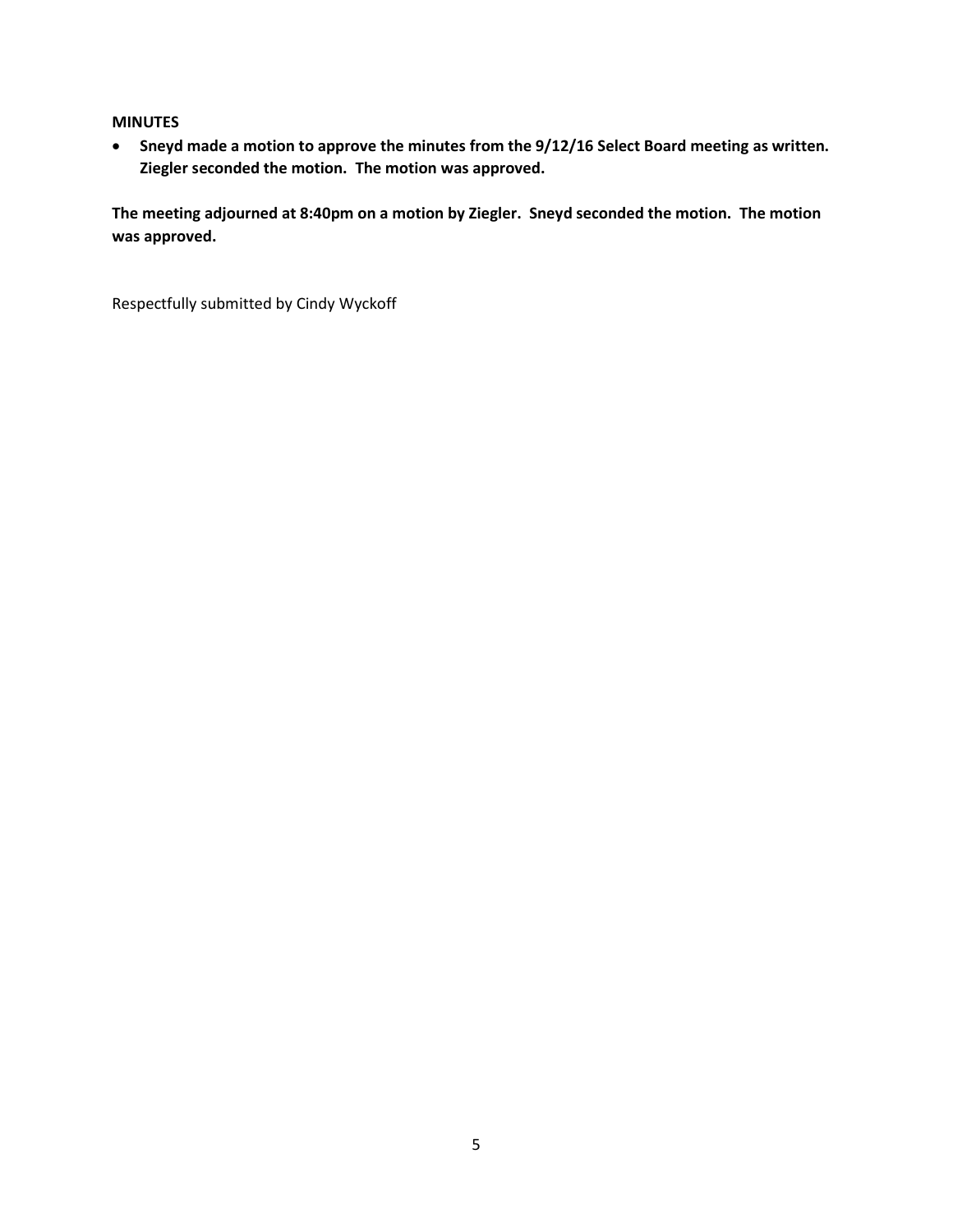**MINUTES**

- **Sneyd made a motion to approve the minutes from the 9/12/16 Select Board meeting as written. Ziegler seconded the motion. The motion was approved.**

**The meeting adjourned at 8:40pm on a motion by Ziegler. Sneyd seconded the motion. The motion was approved.**

Respectfully submitted by Cindy Wyckoff